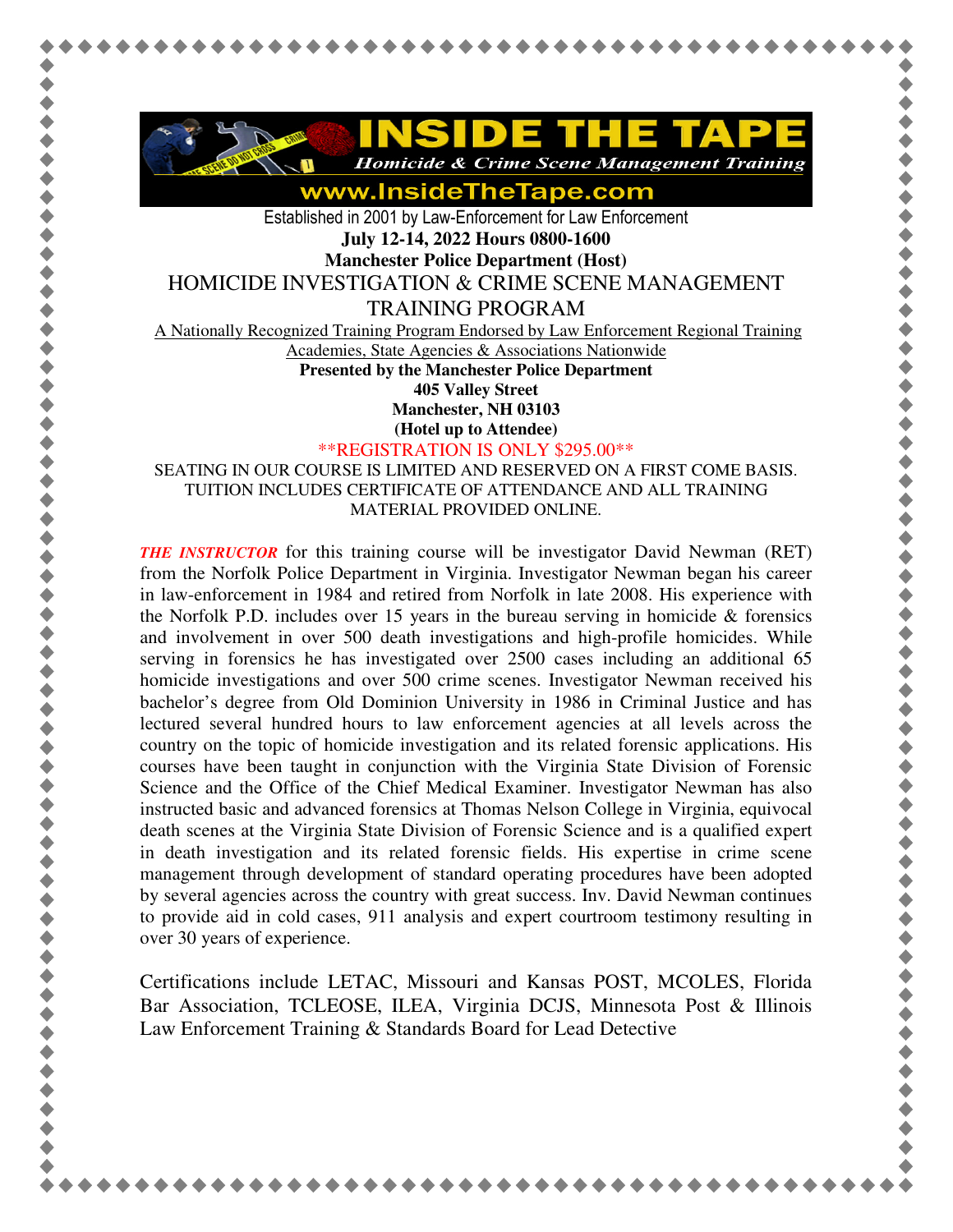# INSIDE THE TAPE

***Homicide & Crime Scene Management Training***

**www.InsideTheTape.com**

Established in 2001 by Law-Enforcement for Law Enforcement

**July 12-14, 2022 Hours 0800-1600**

**Manchester Police Department (Host)**

## HOMICIDE INVESTIGATION & CRIME SCENE MANAGEMENT TRAINING PROGRAM

A Nationally Recognized Training Program Endorsed by Law Enforcement Regional Training Academies, State Agencies & Associations Nationwide

**Presented by the Manchester Police Department**
**405 Valley Street**
**Manchester, NH 03103**
**(Hotel up to Attendee)**

\*\*REGISTRATION IS ONLY $295.00\*\*

SEATING IN OUR COURSE IS LIMITED AND RESERVED ON A FIRST COME BASIS. TUITION INCLUDES CERTIFICATE OF ATTENDANCE AND ALL TRAINING MATERIAL PROVIDED ONLINE.

***THE INSTRUCTOR*** for this training course will be investigator David Newman (RET) from the Norfolk Police Department in Virginia. Investigator Newman began his career in law-enforcement in 1984 and retired from Norfolk in late 2008. His experience with the Norfolk P.D. includes over 15 years in the bureau serving in homicide & forensics and involvement in over 500 death investigations and high-profile homicides. While serving in forensics he has investigated over 2500 cases including an additional 65 homicide investigations and over 500 crime scenes. Investigator Newman received his bachelor's degree from Old Dominion University in 1986 in Criminal Justice and has lectured several hundred hours to law enforcement agencies at all levels across the country on the topic of homicide investigation and its related forensic applications. His courses have been taught in conjunction with the Virginia State Division of Forensic Science and the Office of the Chief Medical Examiner. Investigator Newman has also instructed basic and advanced forensics at Thomas Nelson College in Virginia, equivocal death scenes at the Virginia State Division of Forensic Science and is a qualified expert in death investigation and its related forensic fields. His expertise in crime scene management through development of standard operating procedures have been adopted by several agencies across the country with great success. Inv. David Newman continues to provide aid in cold cases, 911 analysis and expert courtroom testimony resulting in over 30 years of experience.

Certifications include LETAC, Missouri and Kansas POST, MCOLES, Florida Bar Association, TCLEOSE, ILEA, Virginia DCJS, Minnesota Post & Illinois Law Enforcement Training & Standards Board for Lead Detective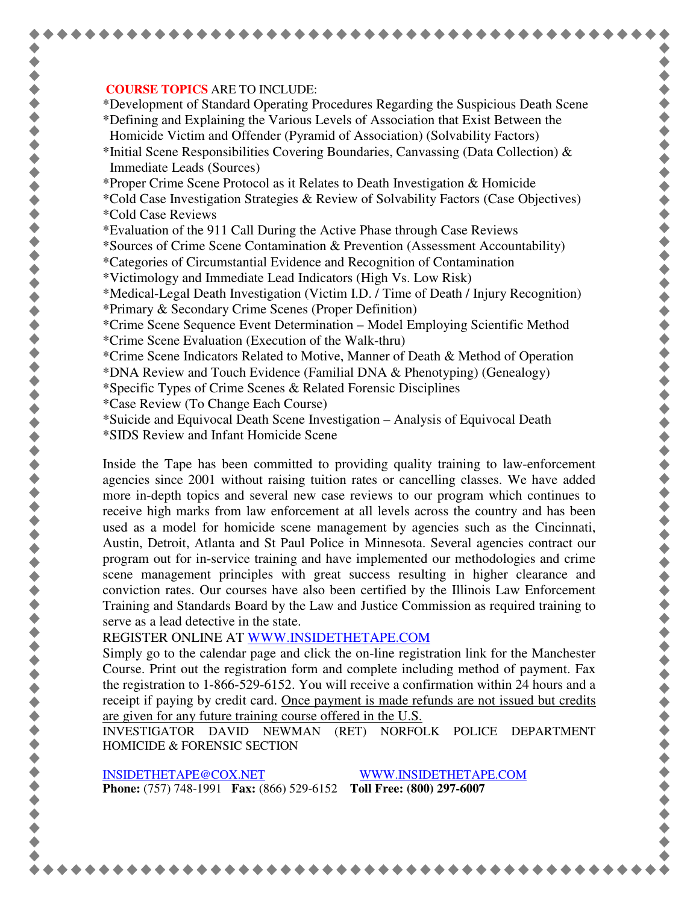**COURSE TOPICS** ARE TO INCLUDE:

*Development of Standard Operating Procedures Regarding the Suspicious Death Scene
*Defining and Explaining the Various Levels of Association that Exist Between the Homicide Victim and Offender (Pyramid of Association) (Solvability Factors)
*Initial Scene Responsibilities Covering Boundaries, Canvassing (Data Collection) & Immediate Leads (Sources)
*Proper Crime Scene Protocol as it Relates to Death Investigation & Homicide
*Cold Case Investigation Strategies & Review of Solvability Factors (Case Objectives)
*Cold Case Reviews
*Evaluation of the 911 Call During the Active Phase through Case Reviews
*Sources of Crime Scene Contamination & Prevention (Assessment Accountability)
*Categories of Circumstantial Evidence and Recognition of Contamination
*Victimology and Immediate Lead Indicators (High Vs. Low Risk)
*Medical-Legal Death Investigation (Victim I.D. / Time of Death / Injury Recognition)
*Primary & Secondary Crime Scenes (Proper Definition)
*Crime Scene Sequence Event Determination – Model Employing Scientific Method
*Crime Scene Evaluation (Execution of the Walk-thru)
*Crime Scene Indicators Related to Motive, Manner of Death & Method of Operation
*DNA Review and Touch Evidence (Familial DNA & Phenotyping) (Genealogy)
*Specific Types of Crime Scenes & Related Forensic Disciplines
*Case Review (To Change Each Course)
*Suicide and Equivocal Death Scene Investigation – Analysis of Equivocal Death
*SIDS Review and Infant Homicide Scene

Inside the Tape has been committed to providing quality training to law-enforcement agencies since 2001 without raising tuition rates or cancelling classes. We have added more in-depth topics and several new case reviews to our program which continues to receive high marks from law enforcement at all levels across the country and has been used as a model for homicide scene management by agencies such as the Cincinnati, Austin, Detroit, Atlanta and St Paul Police in Minnesota. Several agencies contract our program out for in-service training and have implemented our methodologies and crime scene management principles with great success resulting in higher clearance and conviction rates. Our courses have also been certified by the Illinois Law Enforcement Training and Standards Board by the Law and Justice Commission as required training to serve as a lead detective in the state.

REGISTER ONLINE AT WWW.INSIDETHETAPE.COM

Simply go to the calendar page and click the on-line registration link for the Manchester Course. Print out the registration form and complete including method of payment. Fax the registration to 1-866-529-6152. You will receive a confirmation within 24 hours and a receipt if paying by credit card. Once payment is made refunds are not issued but credits are given for any future training course offered in the U.S.

INVESTIGATOR DAVID NEWMAN (RET) NORFOLK POLICE DEPARTMENT HOMICIDE & FORENSIC SECTION

INSIDETHETAPE@COX.NET WWW.INSIDETHETAPE.COM

**Phone:** (757) 748-1991 **Fax:** (866) 529-6152 **Toll Free: (800) 297-6007**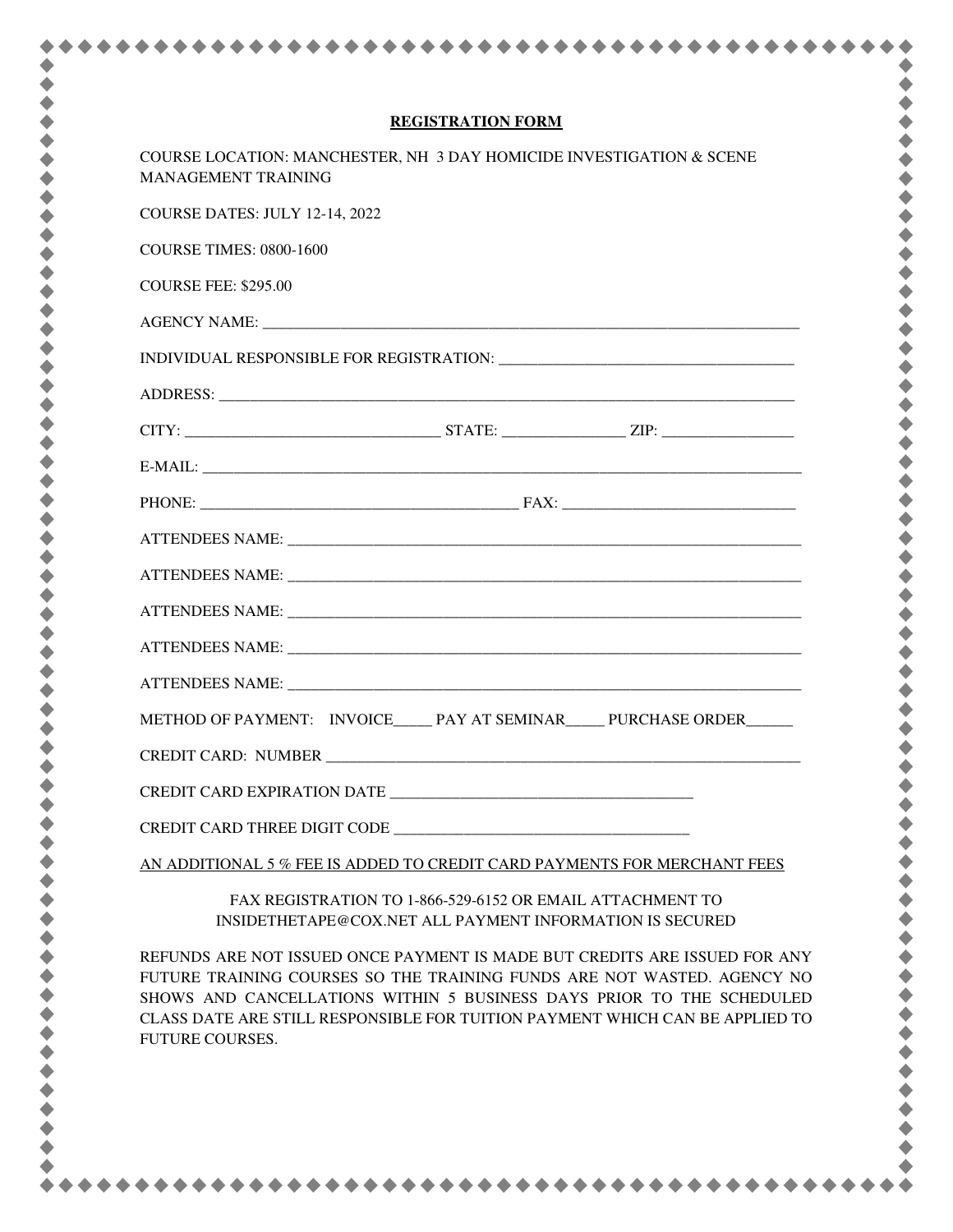## REGISTRATION FORM

COURSE LOCATION: MANCHESTER, NH 3 DAY HOMICIDE INVESTIGATION & SCENE MANAGEMENT TRAINING

COURSE DATES: JULY 12-14, 2022

COURSE TIMES: 0800-1600

COURSE FEE: $295.00

AGENCY NAME: ______________________________________________________________________

INDIVIDUAL RESPONSIBLE FOR REGISTRATION: ____________________________________

ADDRESS: __________________________________________________________________________

CITY: ________________________________ STATE: _______________ ZIP: ________________

E-MAIL: ____________________________________________________________________________

PHONE: _______________________________________ FAX: _____________________________

ATTENDEES NAME: _________________________________________________________________

ATTENDEES NAME: _________________________________________________________________

ATTENDEES NAME: _________________________________________________________________

ATTENDEES NAME: _________________________________________________________________

ATTENDEES NAME: _________________________________________________________________

METHOD OF PAYMENT: INVOICE_____ PAY AT SEMINAR_____ PURCHASE ORDER______

CREDIT CARD: NUMBER ____________________________________________________________

CREDIT CARD EXPIRATION DATE _____________________________________

CREDIT CARD THREE DIGIT CODE _____________________________________

<u>AN ADDITIONAL 5 % FEE IS ADDED TO CREDIT CARD PAYMENTS FOR MERCHANT FEES</u>

FAX REGISTRATION TO 1-866-529-6152 OR EMAIL ATTACHMENT TO INSIDETHETAPE@COX.NET ALL PAYMENT INFORMATION IS SECURED

REFUNDS ARE NOT ISSUED ONCE PAYMENT IS MADE BUT CREDITS ARE ISSUED FOR ANY FUTURE TRAINING COURSES SO THE TRAINING FUNDS ARE NOT WASTED. AGENCY NO SHOWS AND CANCELLATIONS WITHIN 5 BUSINESS DAYS PRIOR TO THE SCHEDULED CLASS DATE ARE STILL RESPONSIBLE FOR TUITION PAYMENT WHICH CAN BE APPLIED TO FUTURE COURSES.